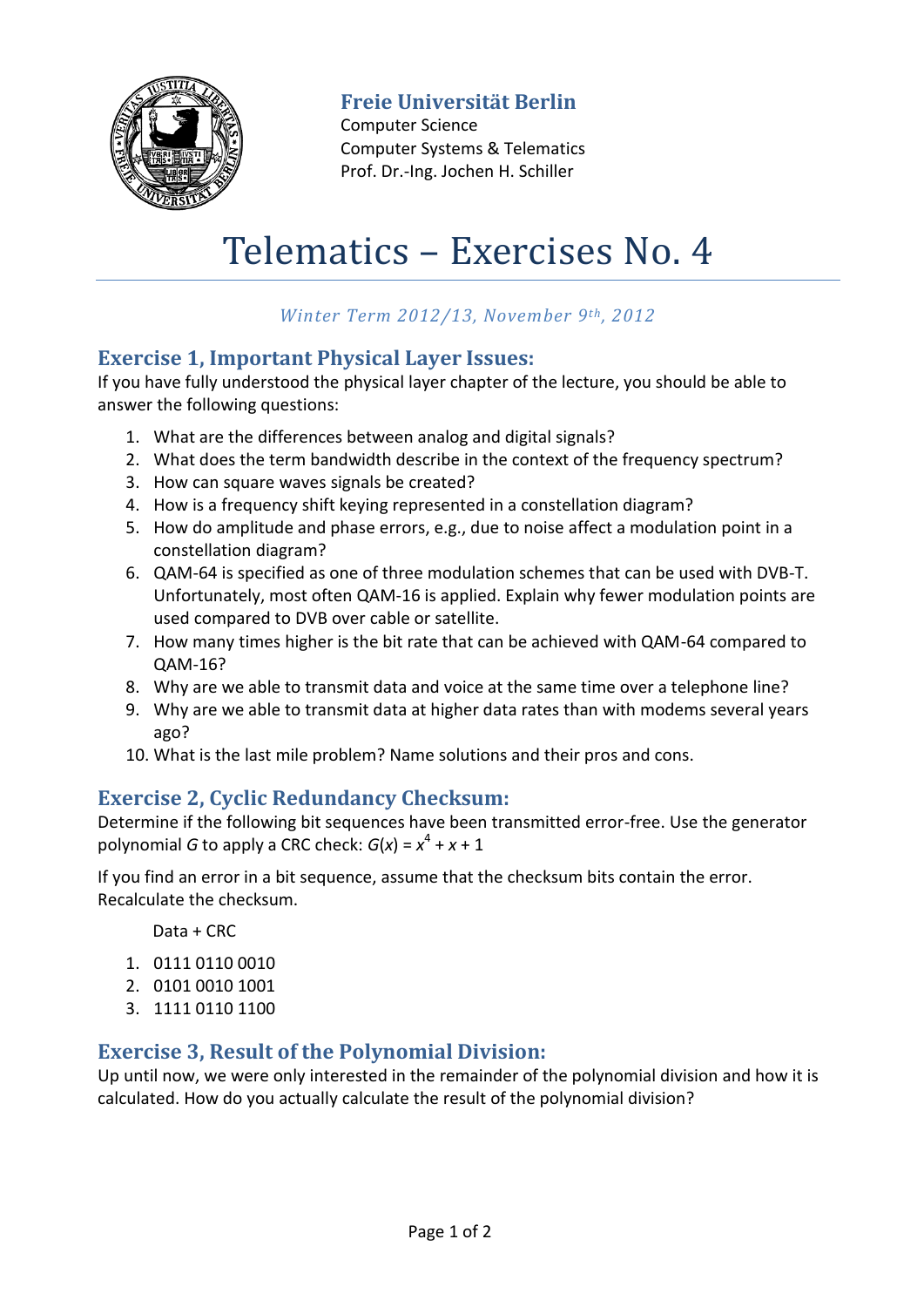**Freie Universität Berlin**
Computer Science
Computer Systems & Telematics
Prof. Dr.-Ing. Jochen H. Schiller

# Telematics – Exercises No. 4

*Winter Term 2012/13, November 9th, 2012*

## Exercise 1, Important Physical Layer Issues:

If you have fully understood the physical layer chapter of the lecture, you should be able to answer the following questions:

1. What are the differences between analog and digital signals?
2. What does the term bandwidth describe in the context of the frequency spectrum?
3. How can square waves signals be created?
4. How is a frequency shift keying represented in a constellation diagram?
5. How do amplitude and phase errors, e.g., due to noise affect a modulation point in a constellation diagram?
6. QAM-64 is specified as one of three modulation schemes that can be used with DVB-T. Unfortunately, most often QAM-16 is applied. Explain why fewer modulation points are used compared to DVB over cable or satellite.
7. How many times higher is the bit rate that can be achieved with QAM-64 compared to QAM-16?
8. Why are we able to transmit data and voice at the same time over a telephone line?
9. Why are we able to transmit data at higher data rates than with modems several years ago?
10. What is the last mile problem? Name solutions and their pros and cons.

## Exercise 2, Cyclic Redundancy Checksum:

Determine if the following bit sequences have been transmitted error-free. Use the generator polynomial $G$ to apply a CRC check: $G(x) = x^4 + x + 1$

If you find an error in a bit sequence, assume that the checksum bits contain the error. Recalculate the checksum.

Data + CRC

1. 0111 0110 0010
2. 0101 0010 1001
3. 1111 0110 1100

## Exercise 3, Result of the Polynomial Division:

Up until now, we were only interested in the remainder of the polynomial division and how it is calculated. How do you actually calculate the result of the polynomial division?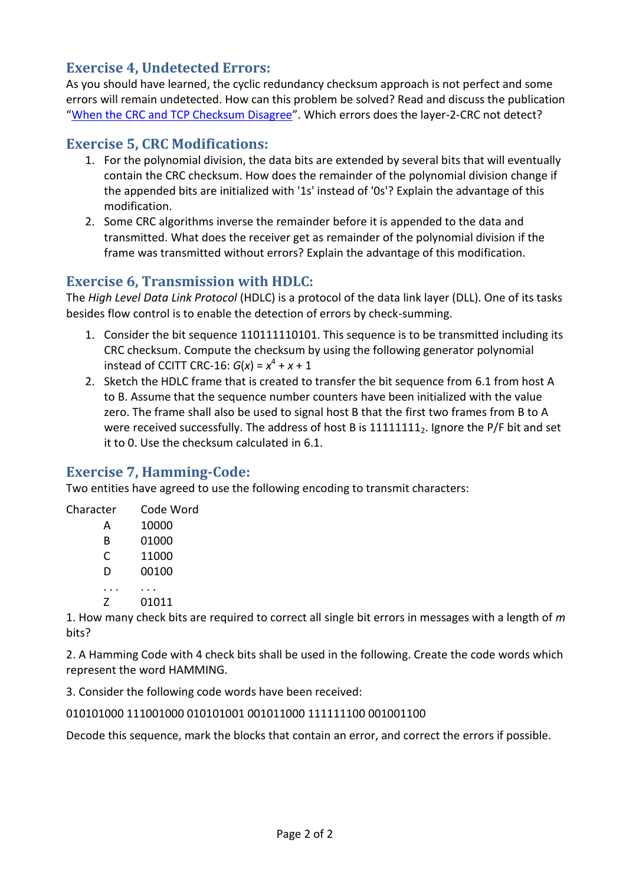## Exercise 4, Undetected Errors:

As you should have learned, the cyclic redundancy checksum approach is not perfect and some errors will remain undetected. How can this problem be solved? Read and discuss the publication "When the CRC and TCP Checksum Disagree". Which errors does the layer-2-CRC not detect?

## Exercise 5, CRC Modifications:

1. For the polynomial division, the data bits are extended by several bits that will eventually contain the CRC checksum. How does the remainder of the polynomial division change if the appended bits are initialized with '1s' instead of '0s'? Explain the advantage of this modification.
2. Some CRC algorithms inverse the remainder before it is appended to the data and transmitted. What does the receiver get as remainder of the polynomial division if the frame was transmitted without errors? Explain the advantage of this modification.

## Exercise 6, Transmission with HDLC:

The *High Level Data Link Protocol* (HDLC) is a protocol of the data link layer (DLL). One of its tasks besides flow control is to enable the detection of errors by check-summing.

1. Consider the bit sequence 110111110101. This sequence is to be transmitted including its CRC checksum. Compute the checksum by using the following generator polynomial instead of CCITT CRC-16: $G(x) = x^4 + x + 1$
2. Sketch the HDLC frame that is created to transfer the bit sequence from 6.1 from host A to B. Assume that the sequence number counters have been initialized with the value zero. The frame shall also be used to signal host B that the first two frames from B to A were received successfully. The address of host B is $11111111_2$. Ignore the P/F bit and set it to 0. Use the checksum calculated in 6.1.

## Exercise 7, Hamming-Code:

Two entities have agreed to use the following encoding to transmit characters:

| Character | Code Word |
|---|---|
| A | 10000 |
| B | 01000 |
| C | 11000 |
| D | 00100 |
| ... | ... |
| Z | 01011 |

1. How many check bits are required to correct all single bit errors in messages with a length of *m* bits?

2. A Hamming Code with 4 check bits shall be used in the following. Create the code words which represent the word HAMMING.

3. Consider the following code words have been received:

010101000 111001000 010101001 001011000 111111100 001001100

Decode this sequence, mark the blocks that contain an error, and correct the errors if possible.